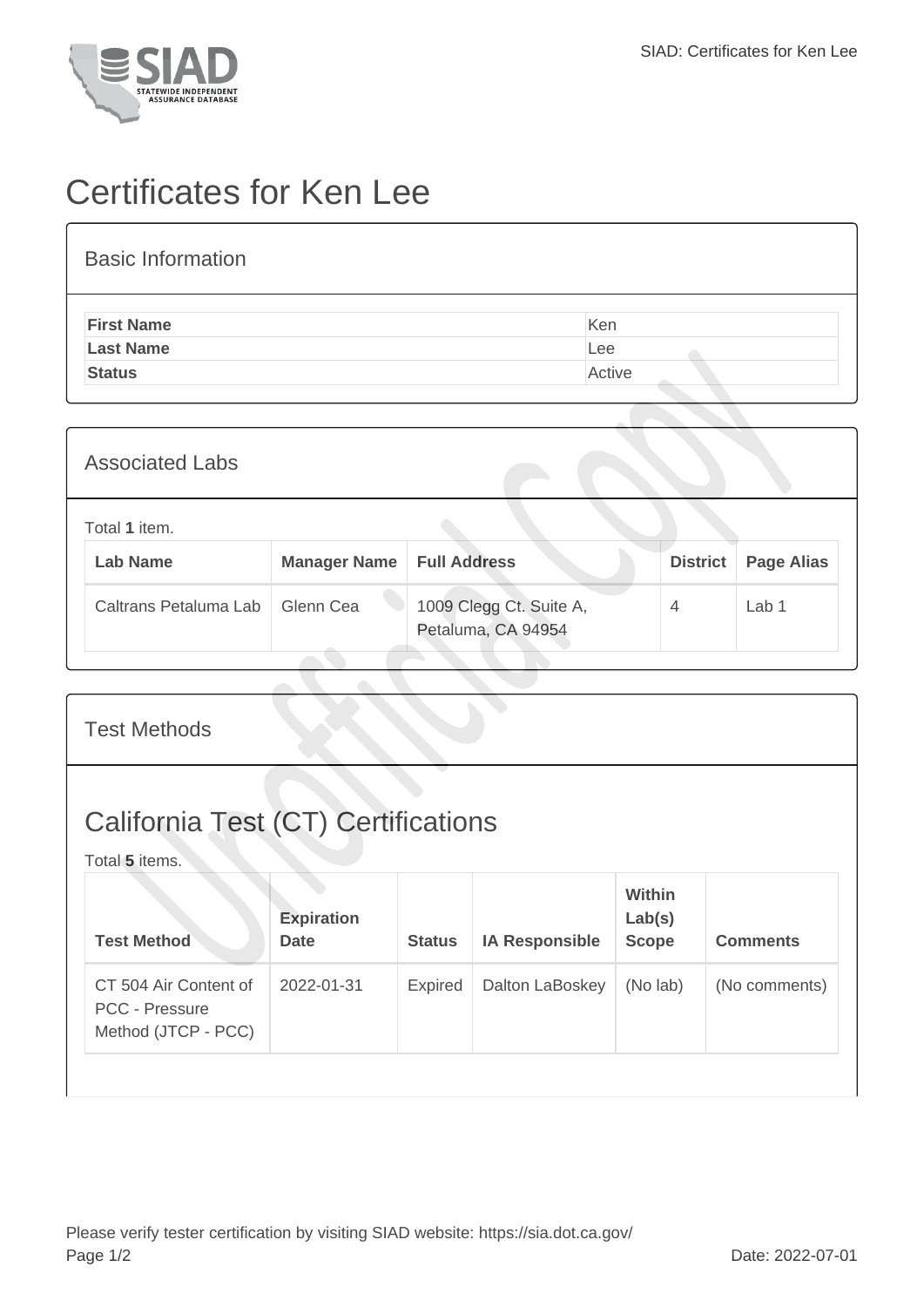# Certificates for Ken Lee

## Basic Information

| | |
|---|---|
| **First Name** | Ken |
| **Last Name** | Lee |
| **Status** | Active |

## Associated Labs

Total **1** item.

| Lab Name | Manager Name | Full Address | District | Page Alias |
|---|---|---|---|---|
| Caltrans Petaluma Lab | Glenn Cea | 1009 Clegg Ct. Suite A, Petaluma, CA 94954 | 4 | Lab 1 |

## Test Methods

### California Test (CT) Certifications

Total **5** items.

| Test Method | Expiration Date | Status | IA Responsible | Within Lab(s) Scope | Comments |
|---|---|---|---|---|---|
| CT 504 Air Content of PCC - Pressure Method (JTCP - PCC) | 2022-01-31 | Expired | Dalton LaBoskey | (No lab) | (No comments) |

Please verify tester certification by visiting SIAD website: https://sia.dot.ca.gov/

Date: 2022-07-01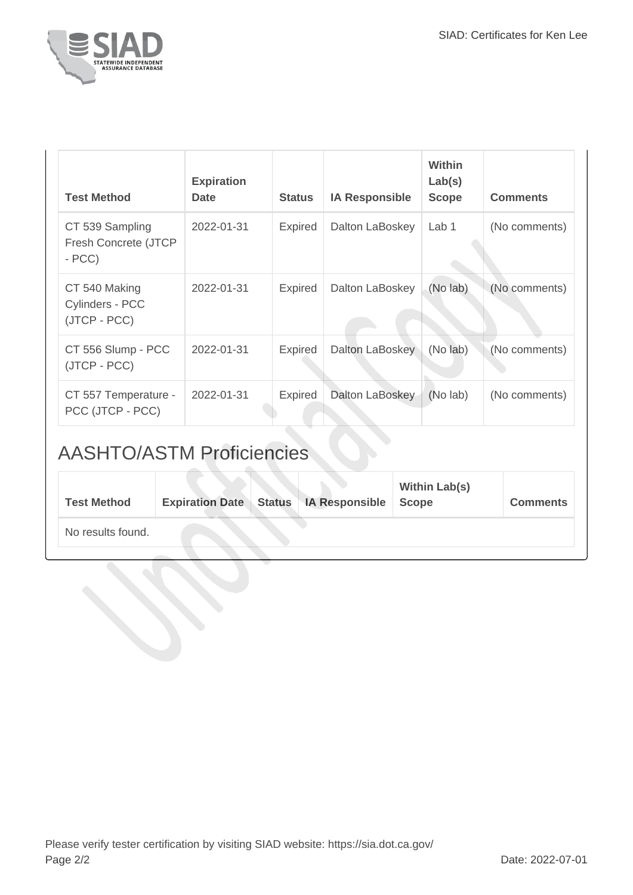| Test Method | Expiration Date | Status | IA Responsible | Within Lab(s) Scope | Comments |
| --- | --- | --- | --- | --- | --- |
| CT 539 Sampling Fresh Concrete (JTCP - PCC) | 2022-01-31 | Expired | Dalton LaBoskey | Lab 1 | (No comments) |
| CT 540 Making Cylinders - PCC (JTCP - PCC) | 2022-01-31 | Expired | Dalton LaBoskey | (No lab) | (No comments) |
| CT 556 Slump - PCC (JTCP - PCC) | 2022-01-31 | Expired | Dalton LaBoskey | (No lab) | (No comments) |
| CT 557 Temperature - PCC (JTCP - PCC) | 2022-01-31 | Expired | Dalton LaBoskey | (No lab) | (No comments) |

## AASHTO/ASTM Proficiencies

| Test Method | Expiration Date | Status | IA Responsible | Within Lab(s) Scope | Comments |
| --- | --- | --- | --- | --- | --- |
| No results found. | | | | | |

Please verify tester certification by visiting SIAD website: https://sia.dot.ca.gov/

Date: 2022-07-01